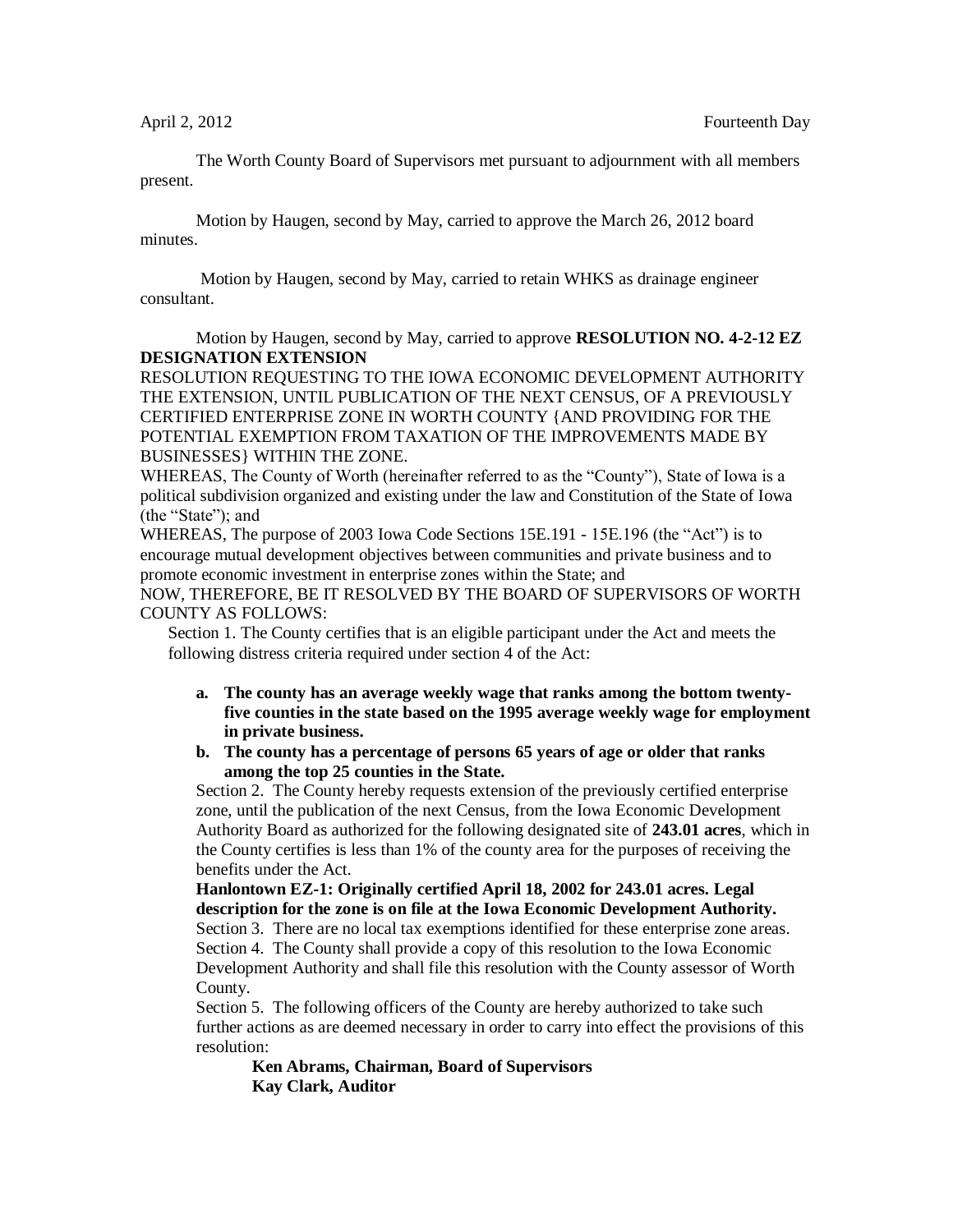April 2, 2012 Fourteenth Day

The Worth County Board of Supervisors met pursuant to adjournment with all members present.

Motion by Haugen, second by May, carried to approve the March 26, 2012 board minutes.

Motion by Haugen, second by May, carried to retain WHKS as drainage engineer consultant.

Motion by Haugen, second by May, carried to approve **RESOLUTION NO. 4-2-12 EZ DESIGNATION EXTENSION**

RESOLUTION REQUESTING TO THE IOWA ECONOMIC DEVELOPMENT AUTHORITY THE EXTENSION, UNTIL PUBLICATION OF THE NEXT CENSUS, OF A PREVIOUSLY CERTIFIED ENTERPRISE ZONE IN WORTH COUNTY {AND PROVIDING FOR THE POTENTIAL EXEMPTION FROM TAXATION OF THE IMPROVEMENTS MADE BY BUSINESSES} WITHIN THE ZONE.

WHEREAS, The County of Worth (hereinafter referred to as the "County"), State of Iowa is a political subdivision organized and existing under the law and Constitution of the State of Iowa (the "State"); and

WHEREAS, The purpose of 2003 Iowa Code Sections 15E.191 - 15E.196 (the "Act") is to encourage mutual development objectives between communities and private business and to promote economic investment in enterprise zones within the State; and

NOW, THEREFORE, BE IT RESOLVED BY THE BOARD OF SUPERVISORS OF WORTH COUNTY AS FOLLOWS:

Section 1. The County certifies that is an eligible participant under the Act and meets the following distress criteria required under section 4 of the Act:

a. **The county has an average weekly wage that ranks among the bottom twenty-five counties in the state based on the 1995 average weekly wage for employment in private business.**
b. **The county has a percentage of persons 65 years of age or older that ranks among the top 25 counties in the State.**

Section 2. The County hereby requests extension of the previously certified enterprise zone, until the publication of the next Census, from the Iowa Economic Development Authority Board as authorized for the following designated site of **243.01 acres**, which in the County certifies is less than 1% of the county area for the purposes of receiving the benefits under the Act.

**Hanlontown EZ-1: Originally certified April 18, 2002 for 243.01 acres. Legal description for the zone is on file at the Iowa Economic Development Authority.**

Section 3. There are no local tax exemptions identified for these enterprise zone areas.

Section 4. The County shall provide a copy of this resolution to the Iowa Economic Development Authority and shall file this resolution with the County assessor of Worth County.

Section 5. The following officers of the County are hereby authorized to take such further actions as are deemed necessary in order to carry into effect the provisions of this resolution:

**Ken Abrams, Chairman, Board of Supervisors**
**Kay Clark, Auditor**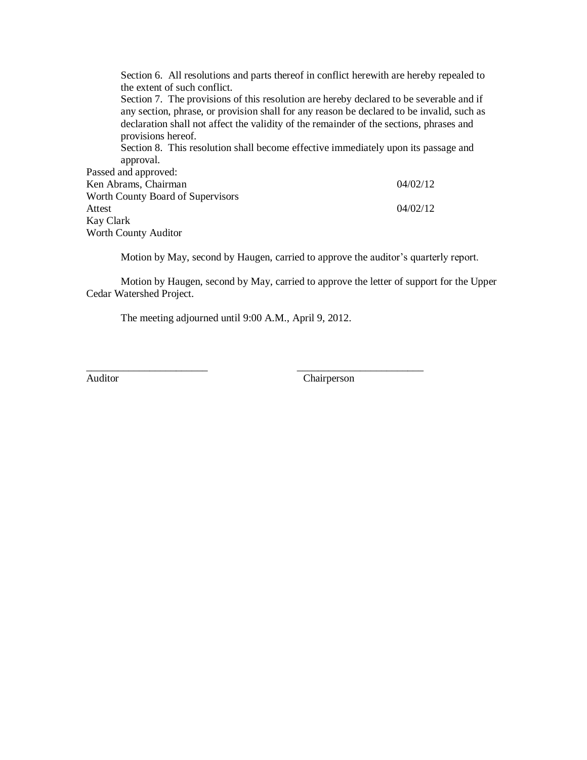Section 6. All resolutions and parts thereof in conflict herewith are hereby repealed to the extent of such conflict.

Section 7. The provisions of this resolution are hereby declared to be severable and if any section, phrase, or provision shall for any reason be declared to be invalid, such as declaration shall not affect the validity of the remainder of the sections, phrases and provisions hereof.

Section 8. This resolution shall become effective immediately upon its passage and approval.

Passed and approved:
Ken Abrams, Chairman 04/02/12
Worth County Board of Supervisors
Attest 04/02/12
Kay Clark
Worth County Auditor

Motion by May, second by Haugen, carried to approve the auditor's quarterly report.

Motion by Haugen, second by May, carried to approve the letter of support for the Upper Cedar Watershed Project.

The meeting adjourned until 9:00 A.M., April 9, 2012.

_______________________ _______________________
Auditor Chairperson